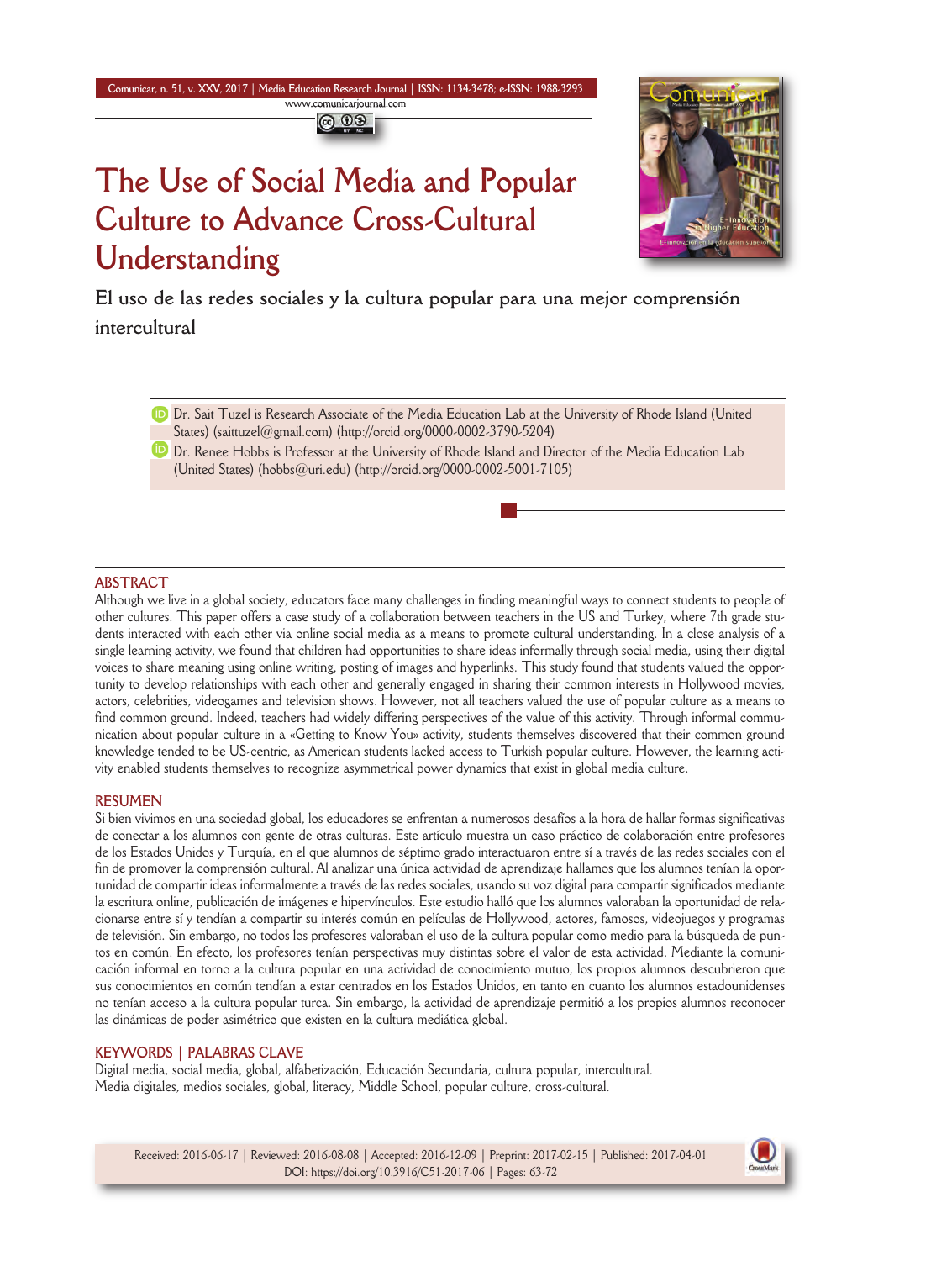# The Use of Social Media and Popular Culture to Advance Cross-Cultural Understanding

## El uso de las redes sociales y la cultura popular para una mejor comprensión intercultural

Dr. Sait Tuzel is Research Associate of the Media Education Lab at the University of Rhode Island (United States) (saittuzel@gmail.com) (http://orcid.org/0000-0002-3790-5204)

Dr. Renee Hobbs is Professor at the University of Rhode Island and Director of the Media Education Lab (United States) (hobbs@uri.edu) (http://orcid.org/0000-0002-5001-7105)

### ABSTRACT

Although we live in a global society, educators face many challenges in finding meaningful ways to connect students to people of other cultures. This paper offers a case study of a collaboration between teachers in the US and Turkey, where 7th grade students interacted with each other via online social media as a means to promote cultural understanding. In a close analysis of a single learning activity, we found that children had opportunities to share ideas informally through social media, using their digital voices to share meaning using online writing, posting of images and hyperlinks. This study found that students valued the opportunity to develop relationships with each other and generally engaged in sharing their common interests in Hollywood movies, actors, celebrities, videogames and television shows. However, not all teachers valued the use of popular culture as a means to find common ground. Indeed, teachers had widely differing perspectives of the value of this activity. Through informal communication about popular culture in a «Getting to Know You» activity, students themselves discovered that their common ground knowledge tended to be US-centric, as American students lacked access to Turkish popular culture. However, the learning activity enabled students themselves to recognize asymmetrical power dynamics that exist in global media culture.

### RESUMEN

Si bien vivimos en una sociedad global, los educadores se enfrentan a numerosos desafíos a la hora de hallar formas significativas de conectar a los alumnos con gente de otras culturas. Este artículo muestra un caso práctico de colaboración entre profesores de los Estados Unidos y Turquía, en el que alumnos de séptimo grado interactuaron entre sí a través de las redes sociales con el fin de promover la comprensión cultural. Al analizar una única actividad de aprendizaje hallamos que los alumnos tenían la oportunidad de compartir ideas informalmente a través de las redes sociales, usando su voz digital para compartir significados mediante la escritura online, publicación de imágenes e hipervínculos. Este estudio halló que los alumnos valoraban la oportunidad de relacionarse entre sí y tendían a compartir su interés común en películas de Hollywood, actores, famosos, videojuegos y programas de televisión. Sin embargo, no todos los profesores valoraban el uso de la cultura popular como medio para la búsqueda de puntos en común. En efecto, los profesores tenían perspectivas muy distintas sobre el valor de esta actividad. Mediante la comunicación informal en torno a la cultura popular en una actividad de conocimiento mutuo, los propios alumnos descubrieron que sus conocimientos en común tendían a estar centrados en los Estados Unidos, en tanto en cuanto los alumnos estadounidenses no tenían acceso a la cultura popular turca. Sin embargo, la actividad de aprendizaje permitió a los propios alumnos reconocer las dinámicas de poder asimétrico que existen en la cultura mediática global.

### KEYWORDS | PALABRAS CLAVE

Digital media, social media, global, alfabetización, Educación Secundaria, cultura popular, intercultural.
Media digitales, medios sociales, global, literacy, Middle School, popular culture, cross-cultural.

Received: 2016-06-17 | Reviewed: 2016-08-08 | Accepted: 2016-12-09 | Preprint: 2017-02-15 | Published: 2017-04-01
DOI: https://doi.org/10.3916/C51-2017-06 | Pages: 63-72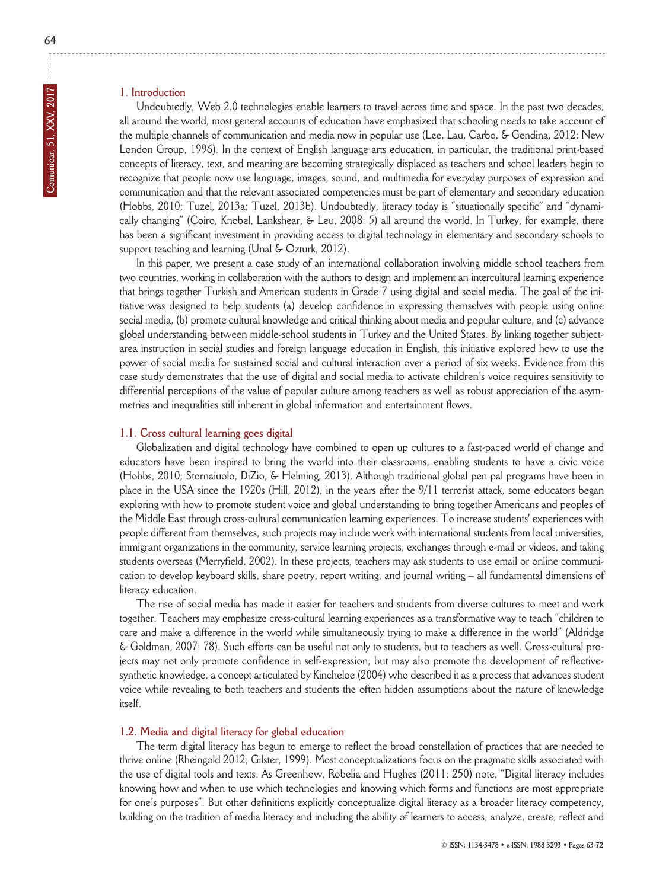## 1. Introduction

Undoubtedly, Web 2.0 technologies enable learners to travel across time and space. In the past two decades, all around the world, most general accounts of education have emphasized that schooling needs to take account of the multiple channels of communication and media now in popular use (Lee, Lau, Carbo, & Gendina, 2012; New London Group, 1996). In the context of English language arts education, in particular, the traditional print-based concepts of literacy, text, and meaning are becoming strategically displaced as teachers and school leaders begin to recognize that people now use language, images, sound, and multimedia for everyday purposes of expression and communication and that the relevant associated competencies must be part of elementary and secondary education (Hobbs, 2010; Tuzel, 2013a; Tuzel, 2013b). Undoubtedly, literacy today is "situationally specific" and "dynamically changing" (Coiro, Knobel, Lankshear, & Leu, 2008: 5) all around the world. In Turkey, for example, there has been a significant investment in providing access to digital technology in elementary and secondary schools to support teaching and learning (Unal & Ozturk, 2012).

In this paper, we present a case study of an international collaboration involving middle school teachers from two countries, working in collaboration with the authors to design and implement an intercultural learning experience that brings together Turkish and American students in Grade 7 using digital and social media. The goal of the initiative was designed to help students (a) develop confidence in expressing themselves with people using online social media, (b) promote cultural knowledge and critical thinking about media and popular culture, and (c) advance global understanding between middle-school students in Turkey and the United States. By linking together subject-area instruction in social studies and foreign language education in English, this initiative explored how to use the power of social media for sustained social and cultural interaction over a period of six weeks. Evidence from this case study demonstrates that the use of digital and social media to activate children's voice requires sensitivity to differential perceptions of the value of popular culture among teachers as well as robust appreciation of the asymmetries and inequalities still inherent in global information and entertainment flows.

### 1.1. Cross cultural learning goes digital

Globalization and digital technology have combined to open up cultures to a fast-paced world of change and educators have been inspired to bring the world into their classrooms, enabling students to have a civic voice (Hobbs, 2010; Stornaiuolo, DiZio, & Helming, 2013). Although traditional global pen pal programs have been in place in the USA since the 1920s (Hill, 2012), in the years after the 9/11 terrorist attack, some educators began exploring with how to promote student voice and global understanding to bring together Americans and peoples of the Middle East through cross-cultural communication learning experiences. To increase students' experiences with people different from themselves, such projects may include work with international students from local universities, immigrant organizations in the community, service learning projects, exchanges through e-mail or videos, and taking students overseas (Merryfield, 2002). In these projects, teachers may ask students to use email or online communication to develop keyboard skills, share poetry, report writing, and journal writing – all fundamental dimensions of literacy education.

The rise of social media has made it easier for teachers and students from diverse cultures to meet and work together. Teachers may emphasize cross-cultural learning experiences as a transformative way to teach "children to care and make a difference in the world while simultaneously trying to make a difference in the world" (Aldridge & Goldman, 2007: 78). Such efforts can be useful not only to students, but to teachers as well. Cross-cultural projects may not only promote confidence in self-expression, but may also promote the development of reflective-synthetic knowledge, a concept articulated by Kincheloe (2004) who described it as a process that advances student voice while revealing to both teachers and students the often hidden assumptions about the nature of knowledge itself.

### 1.2. Media and digital literacy for global education

The term digital literacy has begun to emerge to reflect the broad constellation of practices that are needed to thrive online (Rheingold 2012; Gilster, 1999). Most conceptualizations focus on the pragmatic skills associated with the use of digital tools and texts. As Greenhow, Robelia and Hughes (2011: 250) note, "Digital literacy includes knowing how and when to use which technologies and knowing which forms and functions are most appropriate for one's purposes". But other definitions explicitly conceptualize digital literacy as a broader literacy competency, building on the tradition of media literacy and including the ability of learners to access, analyze, create, reflect and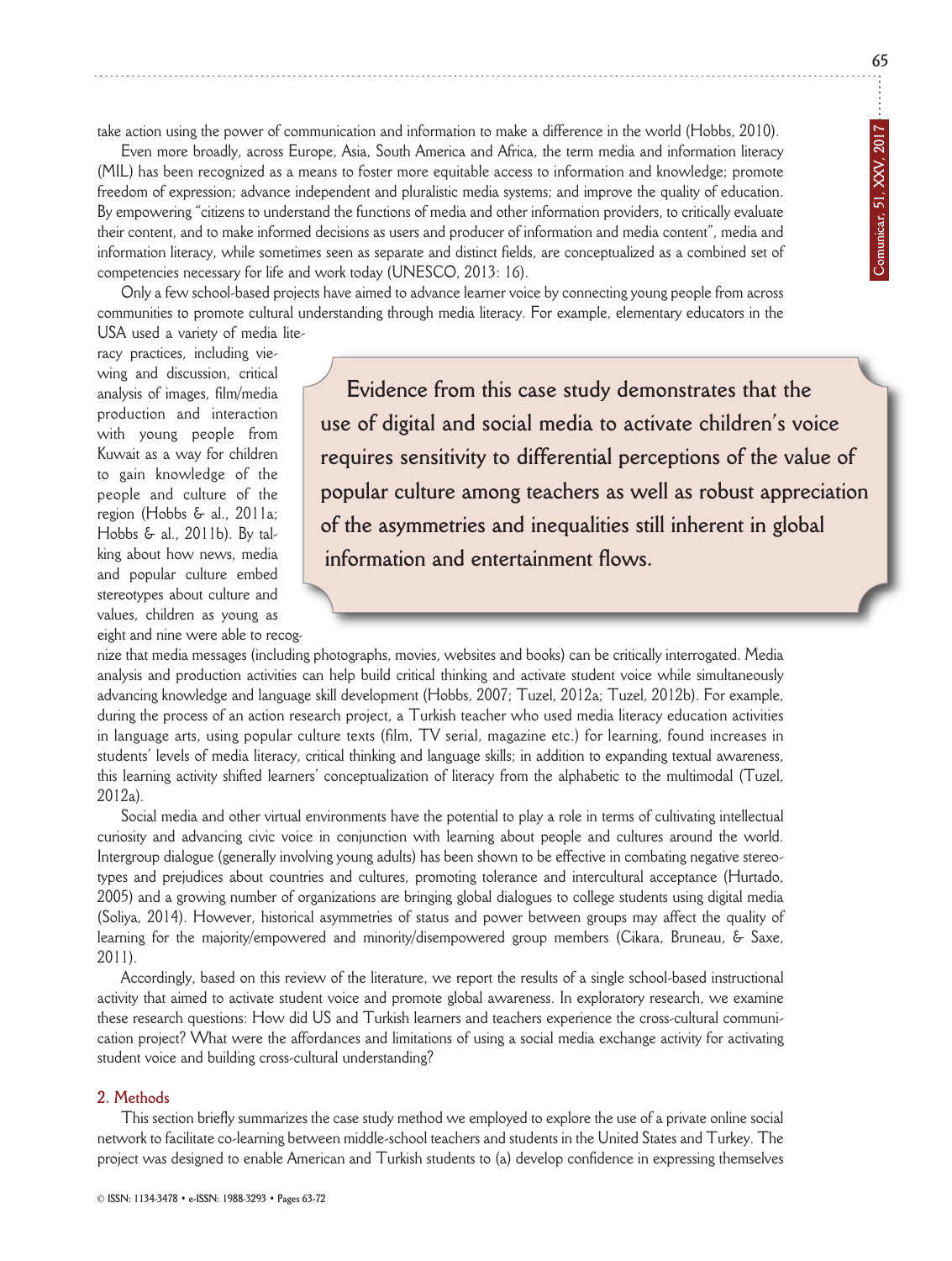take action using the power of communication and information to make a difference in the world (Hobbs, 2010).

Even more broadly, across Europe, Asia, South America and Africa, the term media and information literacy (MIL) has been recognized as a means to foster more equitable access to information and knowledge; promote freedom of expression; advance independent and pluralistic media systems; and improve the quality of education. By empowering "citizens to understand the functions of media and other information providers, to critically evaluate their content, and to make informed decisions as users and producer of information and media content", media and information literacy, while sometimes seen as separate and distinct fields, are conceptualized as a combined set of competencies necessary for life and work today (UNESCO, 2013: 16).

Only a few school-based projects have aimed to advance learner voice by connecting young people from across communities to promote cultural understanding through media literacy. For example, elementary educators in the USA used a variety of media literacy practices, including viewing and discussion, critical analysis of images, film/media production and interaction with young people from Kuwait as a way for children to gain knowledge of the people and culture of the region (Hobbs & al., 2011a; Hobbs & al., 2011b). By talking about how news, media and popular culture embed stereotypes about culture and values, children as young as eight and nine were able to recognize that media messages (including photographs, movies, websites and books) can be critically interrogated. Media analysis and production activities can help build critical thinking and activate student voice while simultaneously advancing knowledge and language skill development (Hobbs, 2007; Tuzel, 2012a; Tuzel, 2012b). For example, during the process of an action research project, a Turkish teacher who used media literacy education activities in language arts, using popular culture texts (film, TV serial, magazine etc.) for learning, found increases in students' levels of media literacy, critical thinking and language skills; in addition to expanding textual awareness, this learning activity shifted learners' conceptualization of literacy from the alphabetic to the multimodal (Tuzel, 2012a).

> **Evidence from this case study demonstrates that the use of digital and social media to activate children's voice requires sensitivity to differential perceptions of the value of popular culture among teachers as well as robust appreciation of the asymmetries and inequalities still inherent in global information and entertainment flows.**

Social media and other virtual environments have the potential to play a role in terms of cultivating intellectual curiosity and advancing civic voice in conjunction with learning about people and cultures around the world. Intergroup dialogue (generally involving young adults) has been shown to be effective in combating negative stereotypes and prejudices about countries and cultures, promoting tolerance and intercultural acceptance (Hurtado, 2005) and a growing number of organizations are bringing global dialogues to college students using digital media (Soliya, 2014). However, historical asymmetries of status and power between groups may affect the quality of learning for the majority/empowered and minority/disempowered group members (Cikara, Bruneau, & Saxe, 2011).

Accordingly, based on this review of the literature, we report the results of a single school-based instructional activity that aimed to activate student voice and promote global awareness. In exploratory research, we examine these research questions: How did US and Turkish learners and teachers experience the cross-cultural communication project? What were the affordances and limitations of using a social media exchange activity for activating student voice and building cross-cultural understanding?

## 2. Methods

This section briefly summarizes the case study method we employed to explore the use of a private online social network to facilitate co-learning between middle-school teachers and students in the United States and Turkey. The project was designed to enable American and Turkish students to (a) develop confidence in expressing themselves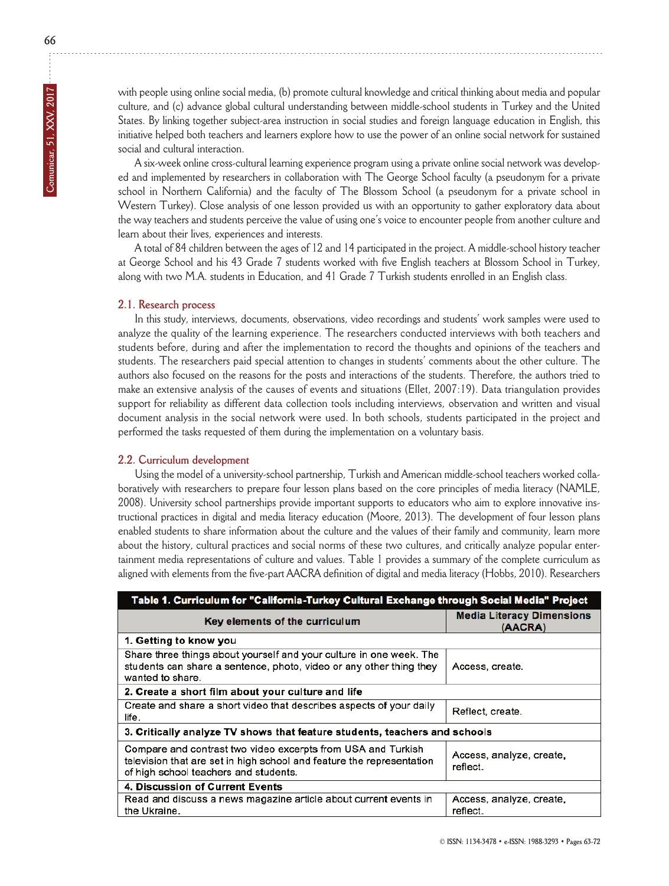with people using online social media, (b) promote cultural knowledge and critical thinking about media and popular culture, and (c) advance global cultural understanding between middle-school students in Turkey and the United States. By linking together subject-area instruction in social studies and foreign language education in English, this initiative helped both teachers and learners explore how to use the power of an online social network for sustained social and cultural interaction.

A six-week online cross-cultural learning experience program using a private online social network was developed and implemented by researchers in collaboration with The George School faculty (a pseudonym for a private school in Northern California) and the faculty of The Blossom School (a pseudonym for a private school in Western Turkey). Close analysis of one lesson provided us with an opportunity to gather exploratory data about the way teachers and students perceive the value of using one's voice to encounter people from another culture and learn about their lives, experiences and interests.

A total of 84 children between the ages of 12 and 14 participated in the project. A middle-school history teacher at George School and his 43 Grade 7 students worked with five English teachers at Blossom School in Turkey, along with two M.A. students in Education, and 41 Grade 7 Turkish students enrolled in an English class.

### 2.1. Research process

In this study, interviews, documents, observations, video recordings and students' work samples were used to analyze the quality of the learning experience. The researchers conducted interviews with both teachers and students before, during and after the implementation to record the thoughts and opinions of the teachers and students. The researchers paid special attention to changes in students' comments about the other culture. The authors also focused on the reasons for the posts and interactions of the students. Therefore, the authors tried to make an extensive analysis of the causes of events and situations (Ellet, 2007:19). Data triangulation provides support for reliability as different data collection tools including interviews, observation and written and visual document analysis in the social network were used. In both schools, students participated in the project and performed the tasks requested of them during the implementation on a voluntary basis.

### 2.2. Curriculum development

Using the model of a university-school partnership, Turkish and American middle-school teachers worked collaboratively with researchers to prepare four lesson plans based on the core principles of media literacy (NAMLE, 2008). University school partnerships provide important supports to educators who aim to explore innovative instructional practices in digital and media literacy education (Moore, 2013). The development of four lesson plans enabled students to share information about the culture and the values of their family and community, learn more about the history, cultural practices and social norms of these two cultures, and critically analyze popular entertainment media representations of culture and values. Table 1 provides a summary of the complete curriculum as aligned with elements from the five-part AACRA definition of digital and media literacy (Hobbs, 2010). Researchers

**Table 1. Curriculum for "California-Turkey Cultural Exchange through Social Media" Project**

| Key elements of the curriculum | Media Literacy Dimensions (AACRA) |
|---|---|
| **1. Getting to know you** | |
| Share three things about yourself and your culture in one week. The students can share a sentence, photo, video or any other thing they wanted to share. | Access, create. |
| **2. Create a short film about your culture and life** | |
| Create and share a short video that describes aspects of your daily life. | Reflect, create. |
| **3. Critically analyze TV shows that feature students, teachers and schools** | |
| Compare and contrast two video excerpts from USA and Turkish television that are set in high school and feature the representation of high school teachers and students. | Access, analyze, create, reflect. |
| **4. Discussion of Current Events** | |
| Read and discuss a news magazine article about current events in the Ukraine. | Access, analyze, create, reflect. |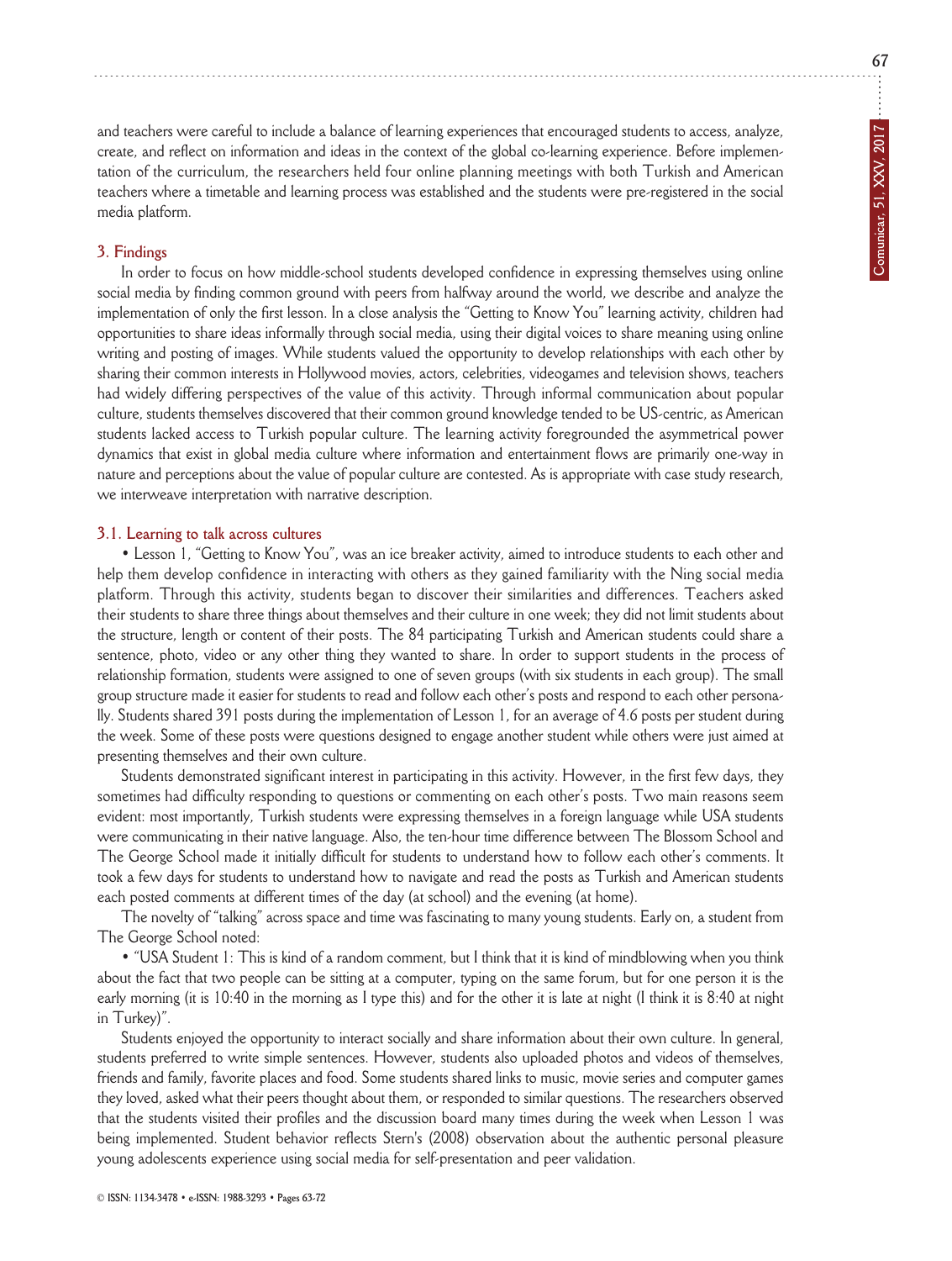and teachers were careful to include a balance of learning experiences that encouraged students to access, analyze, create, and reflect on information and ideas in the context of the global co-learning experience. Before implementation of the curriculum, the researchers held four online planning meetings with both Turkish and American teachers where a timetable and learning process was established and the students were pre-registered in the social media platform.

## 3. Findings

In order to focus on how middle-school students developed confidence in expressing themselves using online social media by finding common ground with peers from halfway around the world, we describe and analyze the implementation of only the first lesson. In a close analysis the "Getting to Know You" learning activity, children had opportunities to share ideas informally through social media, using their digital voices to share meaning using online writing and posting of images. While students valued the opportunity to develop relationships with each other by sharing their common interests in Hollywood movies, actors, celebrities, videogames and television shows, teachers had widely differing perspectives of the value of this activity. Through informal communication about popular culture, students themselves discovered that their common ground knowledge tended to be US-centric, as American students lacked access to Turkish popular culture. The learning activity foregrounded the asymmetrical power dynamics that exist in global media culture where information and entertainment flows are primarily one-way in nature and perceptions about the value of popular culture are contested. As is appropriate with case study research, we interweave interpretation with narrative description.

### 3.1. Learning to talk across cultures

• Lesson 1, "Getting to Know You", was an ice breaker activity, aimed to introduce students to each other and help them develop confidence in interacting with others as they gained familiarity with the Ning social media platform. Through this activity, students began to discover their similarities and differences. Teachers asked their students to share three things about themselves and their culture in one week; they did not limit students about the structure, length or content of their posts. The 84 participating Turkish and American students could share a sentence, photo, video or any other thing they wanted to share. In order to support students in the process of relationship formation, students were assigned to one of seven groups (with six students in each group). The small group structure made it easier for students to read and follow each other's posts and respond to each other personally. Students shared 391 posts during the implementation of Lesson 1, for an average of 4.6 posts per student during the week. Some of these posts were questions designed to engage another student while others were just aimed at presenting themselves and their own culture.

Students demonstrated significant interest in participating in this activity. However, in the first few days, they sometimes had difficulty responding to questions or commenting on each other's posts. Two main reasons seem evident: most importantly, Turkish students were expressing themselves in a foreign language while USA students were communicating in their native language. Also, the ten-hour time difference between The Blossom School and The George School made it initially difficult for students to understand how to follow each other's comments. It took a few days for students to understand how to navigate and read the posts as Turkish and American students each posted comments at different times of the day (at school) and the evening (at home).

The novelty of "talking" across space and time was fascinating to many young students. Early on, a student from The George School noted:

• "USA Student 1: This is kind of a random comment, but I think that it is kind of mindblowing when you think about the fact that two people can be sitting at a computer, typing on the same forum, but for one person it is the early morning (it is 10:40 in the morning as I type this) and for the other it is late at night (I think it is 8:40 at night in Turkey)".

Students enjoyed the opportunity to interact socially and share information about their own culture. In general, students preferred to write simple sentences. However, students also uploaded photos and videos of themselves, friends and family, favorite places and food. Some students shared links to music, movie series and computer games they loved, asked what their peers thought about them, or responded to similar questions. The researchers observed that the students visited their profiles and the discussion board many times during the week when Lesson 1 was being implemented. Student behavior reflects Stern's (2008) observation about the authentic personal pleasure young adolescents experience using social media for self-presentation and peer validation.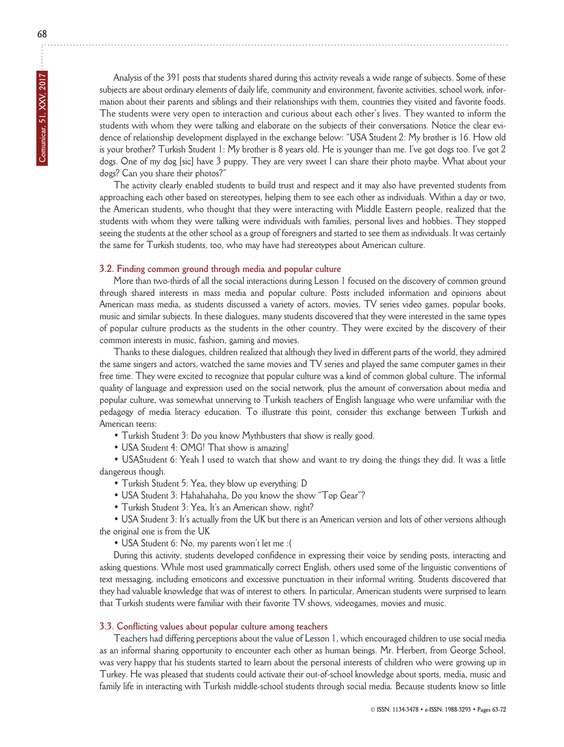Analysis of the 391 posts that students shared during this activity reveals a wide range of subjects. Some of these subjects are about ordinary elements of daily life, community and environment, favorite activities, school work, information about their parents and siblings and their relationships with them, countries they visited and favorite foods. The students were very open to interaction and curious about each other's lives. They wanted to inform the students with whom they were talking and elaborate on the subjects of their conversations. Notice the clear evidence of relationship development displayed in the exchange below: "USA Student 2: My brother is 16. How old is your brother? Turkish Student 1: My brother is 8 years old. He is younger than me. I've got dogs too. I've got 2 dogs. One of my dog [sic] have 3 puppy. They are very sweet I can share their photo maybe. What about your dogs? Can you share their photos?"

The activity clearly enabled students to build trust and respect and it may also have prevented students from approaching each other based on stereotypes, helping them to see each other as individuals. Within a day or two, the American students, who thought that they were interacting with Middle Eastern people, realized that the students with whom they were talking were individuals with families, personal lives and hobbies. They stopped seeing the students at the other school as a group of foreigners and started to see them as individuals. It was certainly the same for Turkish students, too, who may have had stereotypes about American culture.

### 3.2. Finding common ground through media and popular culture

More than two-thirds of all the social interactions during Lesson 1 focused on the discovery of common ground through shared interests in mass media and popular culture. Posts included information and opinions about American mass media, as students discussed a variety of actors, movies, TV series video games, popular books, music and similar subjects. In these dialogues, many students discovered that they were interested in the same types of popular culture products as the students in the other country. They were excited by the discovery of their common interests in music, fashion, gaming and movies.

Thanks to these dialogues, children realized that although they lived in different parts of the world, they admired the same singers and actors, watched the same movies and TV series and played the same computer games in their free time. They were excited to recognize that popular culture was a kind of common global culture. The informal quality of language and expression used on the social network, plus the amount of conversation about media and popular culture, was somewhat unnerving to Turkish teachers of English language who were unfamiliar with the pedagogy of media literacy education. To illustrate this point, consider this exchange between Turkish and American teens:

- Turkish Student 3: Do you know Mythbusters that show is really good.
- USA Student 4: OMG! That show is amazing!
- USAStudent 6: Yeah I used to watch that show and want to try doing the things they did. It was a little dangerous though.
- Turkish Student 5: Yea, they blow up everything: D
- USA Student 3: Hahahahaha, Do you know the show "Top Gear"?
- Turkish Student 3: Yea, It's an American show, right?
- USA Student 3: It's actually from the UK but there is an American version and lots of other versions although the original one is from the UK
- USA Student 6: No, my parents won't let me :(

During this activity, students developed confidence in expressing their voice by sending posts, interacting and asking questions. While most used grammatically correct English, others used some of the linguistic conventions of text messaging, including emoticons and excessive punctuation in their informal writing. Students discovered that they had valuable knowledge that was of interest to others. In particular, American students were surprised to learn that Turkish students were familiar with their favorite TV shows, videogames, movies and music.

### 3.3. Conflicting values about popular culture among teachers

Teachers had differing perceptions about the value of Lesson 1, which encouraged children to use social media as an informal sharing opportunity to encounter each other as human beings. Mr. Herbert, from George School, was very happy that his students started to learn about the personal interests of children who were growing up in Turkey. He was pleased that students could activate their out-of-school knowledge about sports, media, music and family life in interacting with Turkish middle-school students through social media. Because students know so little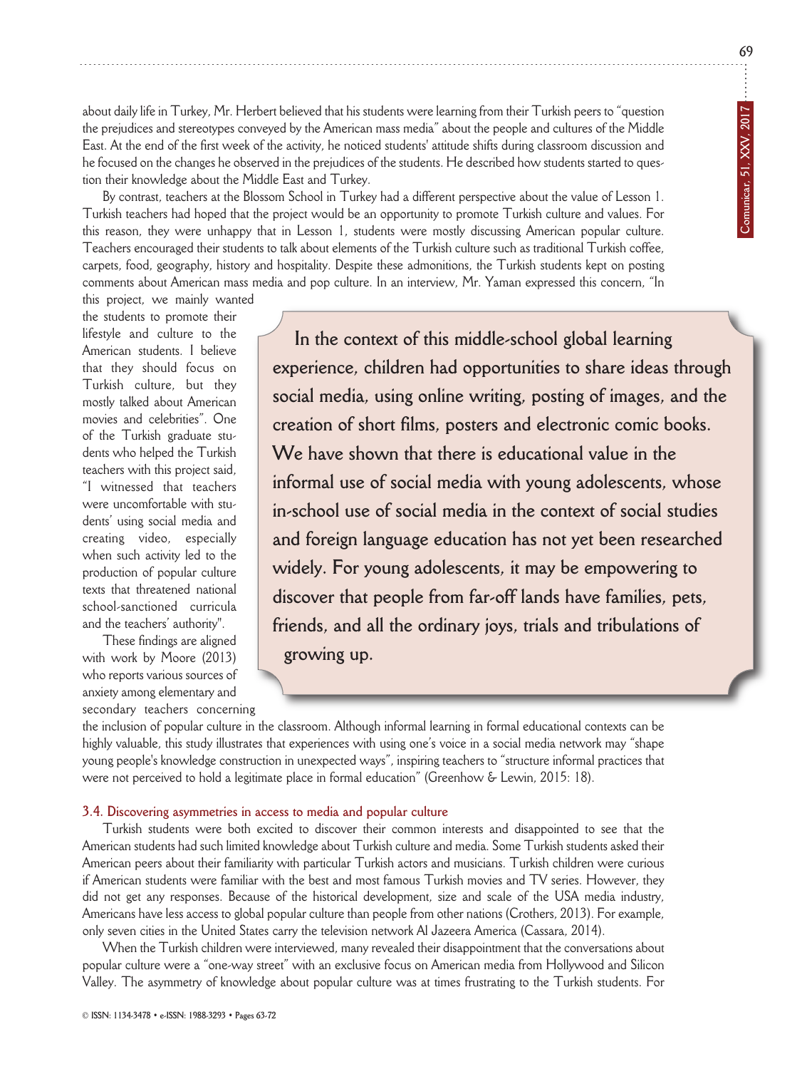about daily life in Turkey, Mr. Herbert believed that his students were learning from their Turkish peers to "question the prejudices and stereotypes conveyed by the American mass media" about the people and cultures of the Middle East. At the end of the first week of the activity, he noticed students' attitude shifts during classroom discussion and he focused on the changes he observed in the prejudices of the students. He described how students started to question their knowledge about the Middle East and Turkey.

By contrast, teachers at the Blossom School in Turkey had a different perspective about the value of Lesson 1. Turkish teachers had hoped that the project would be an opportunity to promote Turkish culture and values. For this reason, they were unhappy that in Lesson 1, students were mostly discussing American popular culture. Teachers encouraged their students to talk about elements of the Turkish culture such as traditional Turkish coffee, carpets, food, geography, history and hospitality. Despite these admonitions, the Turkish students kept on posting comments about American mass media and pop culture. In an interview, Mr. Yaman expressed this concern, "In this project, we mainly wanted the students to promote their lifestyle and culture to the American students. I believe that they should focus on Turkish culture, but they mostly talked about American movies and celebrities". One of the Turkish graduate students who helped the Turkish teachers with this project said, "I witnessed that teachers were uncomfortable with students' using social media and creating video, especially when such activity led to the production of popular culture texts that threatened national school-sanctioned curricula and the teachers' authority".

These findings are aligned with work by Moore (2013) who reports various sources of anxiety among elementary and secondary teachers concerning the inclusion of popular culture in the classroom. Although informal learning in formal educational contexts can be highly valuable, this study illustrates that experiences with using one's voice in a social media network may "shape young people's knowledge construction in unexpected ways", inspiring teachers to "structure informal practices that were not perceived to hold a legitimate place in formal education" (Greenhow & Lewin, 2015: 18).

> **In the context of this middle-school global learning experience, children had opportunities to share ideas through social media, using online writing, posting of images, and the creation of short films, posters and electronic comic books. We have shown that there is educational value in the informal use of social media with young adolescents, whose in-school use of social media in the context of social studies and foreign language education has not yet been researched widely. For young adolescents, it may be empowering to discover that people from far-off lands have families, pets, friends, and all the ordinary joys, trials and tribulations of growing up.**

### 3.4. Discovering asymmetries in access to media and popular culture

Turkish students were both excited to discover their common interests and disappointed to see that the American students had such limited knowledge about Turkish culture and media. Some Turkish students asked their American peers about their familiarity with particular Turkish actors and musicians. Turkish children were curious if American students were familiar with the best and most famous Turkish movies and TV series. However, they did not get any responses. Because of the historical development, size and scale of the USA media industry, Americans have less access to global popular culture than people from other nations (Crothers, 2013). For example, only seven cities in the United States carry the television network Al Jazeera America (Cassara, 2014).

When the Turkish children were interviewed, many revealed their disappointment that the conversations about popular culture were a "one-way street" with an exclusive focus on American media from Hollywood and Silicon Valley. The asymmetry of knowledge about popular culture was at times frustrating to the Turkish students. For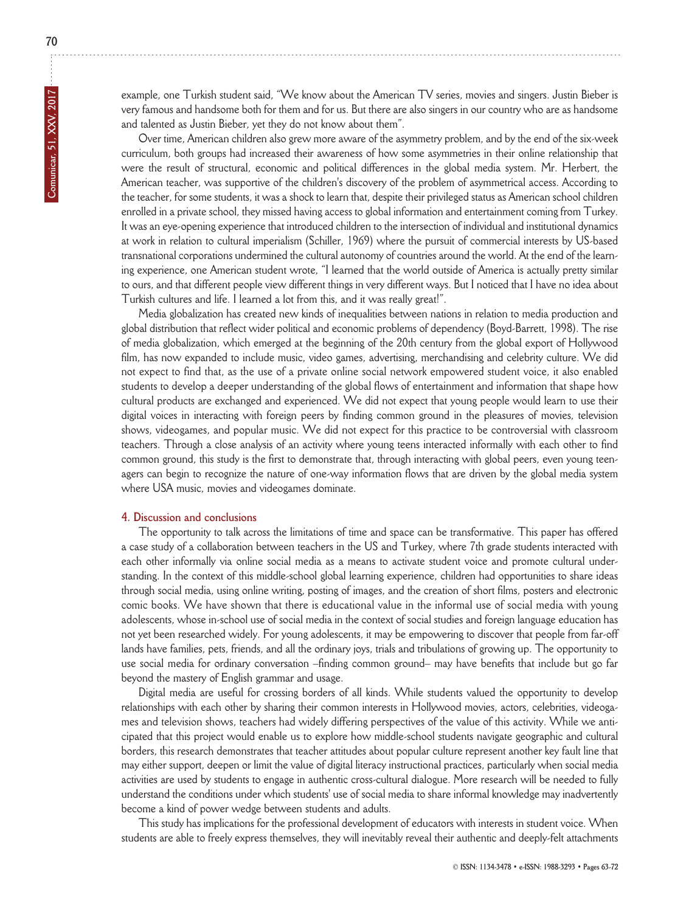example, one Turkish student said, "We know about the American TV series, movies and singers. Justin Bieber is very famous and handsome both for them and for us. But there are also singers in our country who are as handsome and talented as Justin Bieber, yet they do not know about them".

Over time, American children also grew more aware of the asymmetry problem, and by the end of the six-week curriculum, both groups had increased their awareness of how some asymmetries in their online relationship that were the result of structural, economic and political differences in the global media system. Mr. Herbert, the American teacher, was supportive of the children's discovery of the problem of asymmetrical access. According to the teacher, for some students, it was a shock to learn that, despite their privileged status as American school children enrolled in a private school, they missed having access to global information and entertainment coming from Turkey. It was an eye-opening experience that introduced children to the intersection of individual and institutional dynamics at work in relation to cultural imperialism (Schiller, 1969) where the pursuit of commercial interests by US-based transnational corporations undermined the cultural autonomy of countries around the world. At the end of the learning experience, one American student wrote, "I learned that the world outside of America is actually pretty similar to ours, and that different people view different things in very different ways. But I noticed that I have no idea about Turkish cultures and life. I learned a lot from this, and it was really great!".

Media globalization has created new kinds of inequalities between nations in relation to media production and global distribution that reflect wider political and economic problems of dependency (Boyd-Barrett, 1998). The rise of media globalization, which emerged at the beginning of the 20th century from the global export of Hollywood film, has now expanded to include music, video games, advertising, merchandising and celebrity culture. We did not expect to find that, as the use of a private online social network empowered student voice, it also enabled students to develop a deeper understanding of the global flows of entertainment and information that shape how cultural products are exchanged and experienced. We did not expect that young people would learn to use their digital voices in interacting with foreign peers by finding common ground in the pleasures of movies, television shows, videogames, and popular music. We did not expect for this practice to be controversial with classroom teachers. Through a close analysis of an activity where young teens interacted informally with each other to find common ground, this study is the first to demonstrate that, through interacting with global peers, even young teenagers can begin to recognize the nature of one-way information flows that are driven by the global media system where USA music, movies and videogames dominate.

## 4. Discussion and conclusions

The opportunity to talk across the limitations of time and space can be transformative. This paper has offered a case study of a collaboration between teachers in the US and Turkey, where 7th grade students interacted with each other informally via online social media as a means to activate student voice and promote cultural understanding. In the context of this middle-school global learning experience, children had opportunities to share ideas through social media, using online writing, posting of images, and the creation of short films, posters and electronic comic books. We have shown that there is educational value in the informal use of social media with young adolescents, whose in-school use of social media in the context of social studies and foreign language education has not yet been researched widely. For young adolescents, it may be empowering to discover that people from far-off lands have families, pets, friends, and all the ordinary joys, trials and tribulations of growing up. The opportunity to use social media for ordinary conversation –finding common ground– may have benefits that include but go far beyond the mastery of English grammar and usage.

Digital media are useful for crossing borders of all kinds. While students valued the opportunity to develop relationships with each other by sharing their common interests in Hollywood movies, actors, celebrities, videogames and television shows, teachers had widely differing perspectives of the value of this activity. While we anticipated that this project would enable us to explore how middle-school students navigate geographic and cultural borders, this research demonstrates that teacher attitudes about popular culture represent another key fault line that may either support, deepen or limit the value of digital literacy instructional practices, particularly when social media activities are used by students to engage in authentic cross-cultural dialogue. More research will be needed to fully understand the conditions under which students' use of social media to share informal knowledge may inadvertently become a kind of power wedge between students and adults.

This study has implications for the professional development of educators with interests in student voice. When students are able to freely express themselves, they will inevitably reveal their authentic and deeply-felt attachments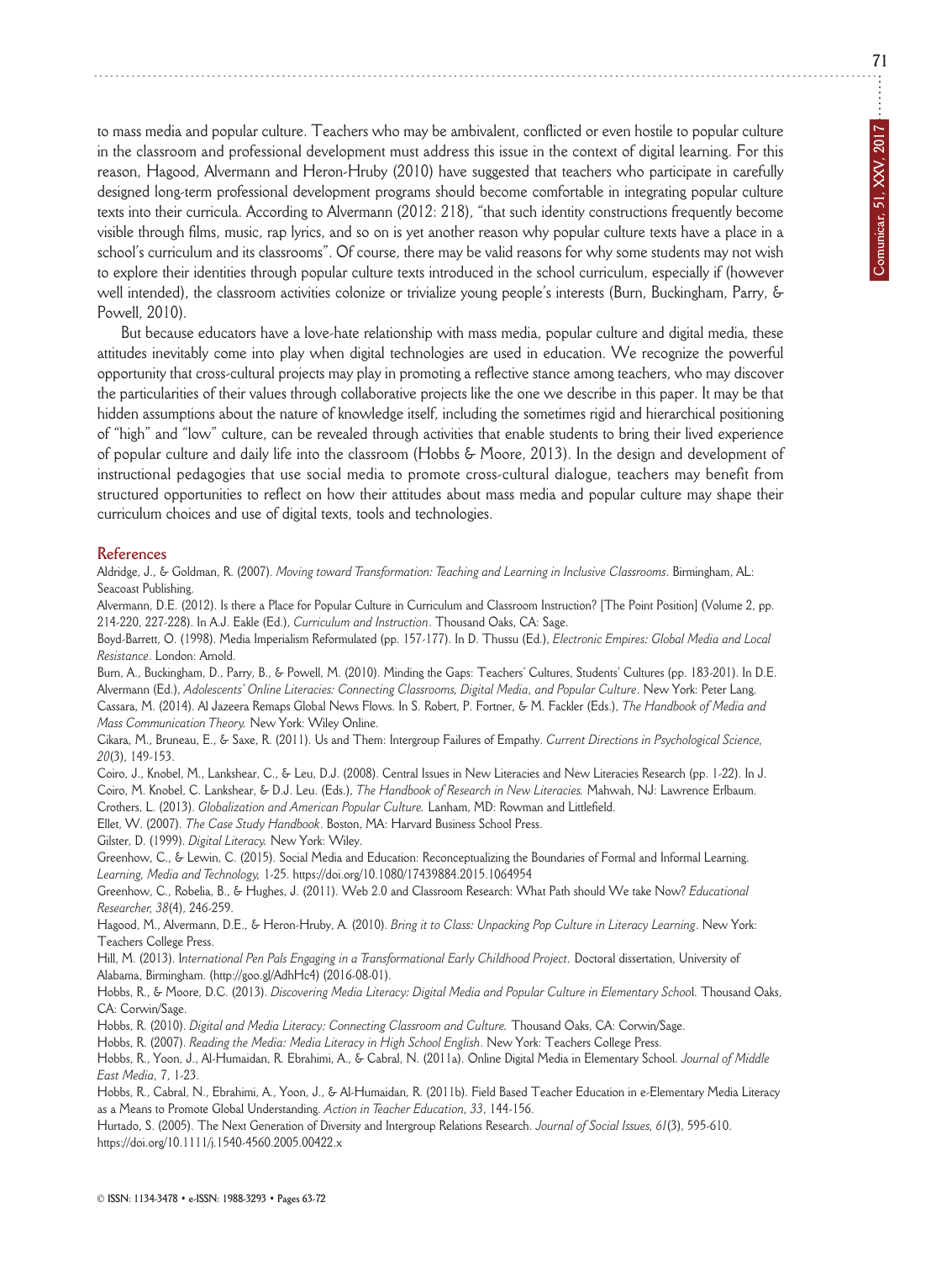to mass media and popular culture. Teachers who may be ambivalent, conflicted or even hostile to popular culture in the classroom and professional development must address this issue in the context of digital learning. For this reason, Hagood, Alvermann and Heron-Hruby (2010) have suggested that teachers who participate in carefully designed long-term professional development programs should become comfortable in integrating popular culture texts into their curricula. According to Alvermann (2012: 218), "that such identity constructions frequently become visible through films, music, rap lyrics, and so on is yet another reason why popular culture texts have a place in a school's curriculum and its classrooms". Of course, there may be valid reasons for why some students may not wish to explore their identities through popular culture texts introduced in the school curriculum, especially if (however well intended), the classroom activities colonize or trivialize young people's interests (Burn, Buckingham, Parry, & Powell, 2010).

But because educators have a love-hate relationship with mass media, popular culture and digital media, these attitudes inevitably come into play when digital technologies are used in education. We recognize the powerful opportunity that cross-cultural projects may play in promoting a reflective stance among teachers, who may discover the particularities of their values through collaborative projects like the one we describe in this paper. It may be that hidden assumptions about the nature of knowledge itself, including the sometimes rigid and hierarchical positioning of "high" and "low" culture, can be revealed through activities that enable students to bring their lived experience of popular culture and daily life into the classroom (Hobbs & Moore, 2013). In the design and development of instructional pedagogies that use social media to promote cross-cultural dialogue, teachers may benefit from structured opportunities to reflect on how their attitudes about mass media and popular culture may shape their curriculum choices and use of digital texts, tools and technologies.

## References

Aldridge, J., & Goldman, R. (2007). *Moving toward Transformation: Teaching and Learning in Inclusive Classrooms*. Birmingham, AL: Seacoast Publishing.

Alvermann, D.E. (2012). Is there a Place for Popular Culture in Curriculum and Classroom Instruction? [The Point Position] (Volume 2, pp. 214-220, 227-228). In A.J. Eakle (Ed.), *Curriculum and Instruction*. Thousand Oaks, CA: Sage.

Boyd-Barrett, O. (1998). Media Imperialism Reformulated (pp. 157-177). In D. Thussu (Ed.), *Electronic Empires: Global Media and Local Resistance*. London: Arnold.

Burn, A., Buckingham, D., Parry, B., & Powell, M. (2010). Minding the Gaps: Teachers' Cultures, Students' Cultures (pp. 183-201). In D.E. Alvermann (Ed.), *Adolescents' Online Literacies: Connecting Classrooms, Digital Media, and Popular Culture*. New York: Peter Lang.

Cassara, M. (2014). Al Jazeera Remaps Global News Flows. In S. Robert, P. Fortner, & M. Fackler (Eds.), *The Handbook of Media and Mass Communication Theory.* New York: Wiley Online.

Cikara, M., Bruneau, E., & Saxe, R. (2011). Us and Them: Intergroup Failures of Empathy. *Current Directions in Psychological Science*, *20*(3), 149-153.

Coiro, J., Knobel, M., Lankshear, C., & Leu, D.J. (2008). Central Issues in New Literacies and New Literacies Research (pp. 1-22). In J. Coiro, M. Knobel, C. Lankshear, & D.J. Leu. (Eds.), *The Handbook of Research in New Literacies.* Mahwah, NJ: Lawrence Erlbaum.

Crothers, L. (2013). *Globalization and American Popular Culture.* Lanham, MD: Rowman and Littlefield.

Ellet, W. (2007). *The Case Study Handbook*. Boston, MA: Harvard Business School Press.

Gilster, D. (1999). *Digital Literacy.* New York: Wiley.

Greenhow, C., & Lewin, C. (2015). Social Media and Education: Reconceptualizing the Boundaries of Formal and Informal Learning. *Learning, Media and Technology,* 1-25. https://doi.org/10.1080/17439884.2015.1064954

Greenhow, C., Robelia, B., & Hughes, J. (2011). Web 2.0 and Classroom Research: What Path should We take Now? *Educational Researcher*, *38*(4), 246-259.

Hagood, M., Alvermann, D.E., & Heron-Hruby, A. (2010). *Bring it to Class: Unpacking Pop Culture in Literacy Learning*. New York: Teachers College Press.

Hill, M. (2013). I*nternational Pen Pals Engaging in a Transformational Early Childhood Project*. Doctoral dissertation, University of Alabama, Birmingham. (http://goo.gl/AdhHc4) (2016-08-01).

Hobbs, R., & Moore, D.C. (2013). *Discovering Media Literacy: Digital Media and Popular Culture in Elementary Schoo*l. Thousand Oaks, CA: Corwin/Sage.

Hobbs, R. (2010). *Digital and Media Literacy: Connecting Classroom and Culture.* Thousand Oaks, CA: Corwin/Sage.

Hobbs, R. (2007). *Reading the Media: Media Literacy in High School English*. New York: Teachers College Press.

Hobbs, R., Yoon, J., Al-Humaidan, R. Ebrahimi, A., & Cabral, N. (2011a). Online Digital Media in Elementary School. *Journal of Middle East Media*, *7*, 1-23.

Hobbs, R., Cabral, N., Ebrahimi, A., Yoon, J., & Al-Humaidan, R. (2011b). Field Based Teacher Education in e-Elementary Media Literacy as a Means to Promote Global Understanding. *Action in Teacher Education*, *33*, 144-156.

Hurtado, S. (2005). The Next Generation of Diversity and Intergroup Relations Research. *Journal of Social Issues, 61*(3), 595-610. https://doi.org/10.1111/j.1540-4560.2005.00422.x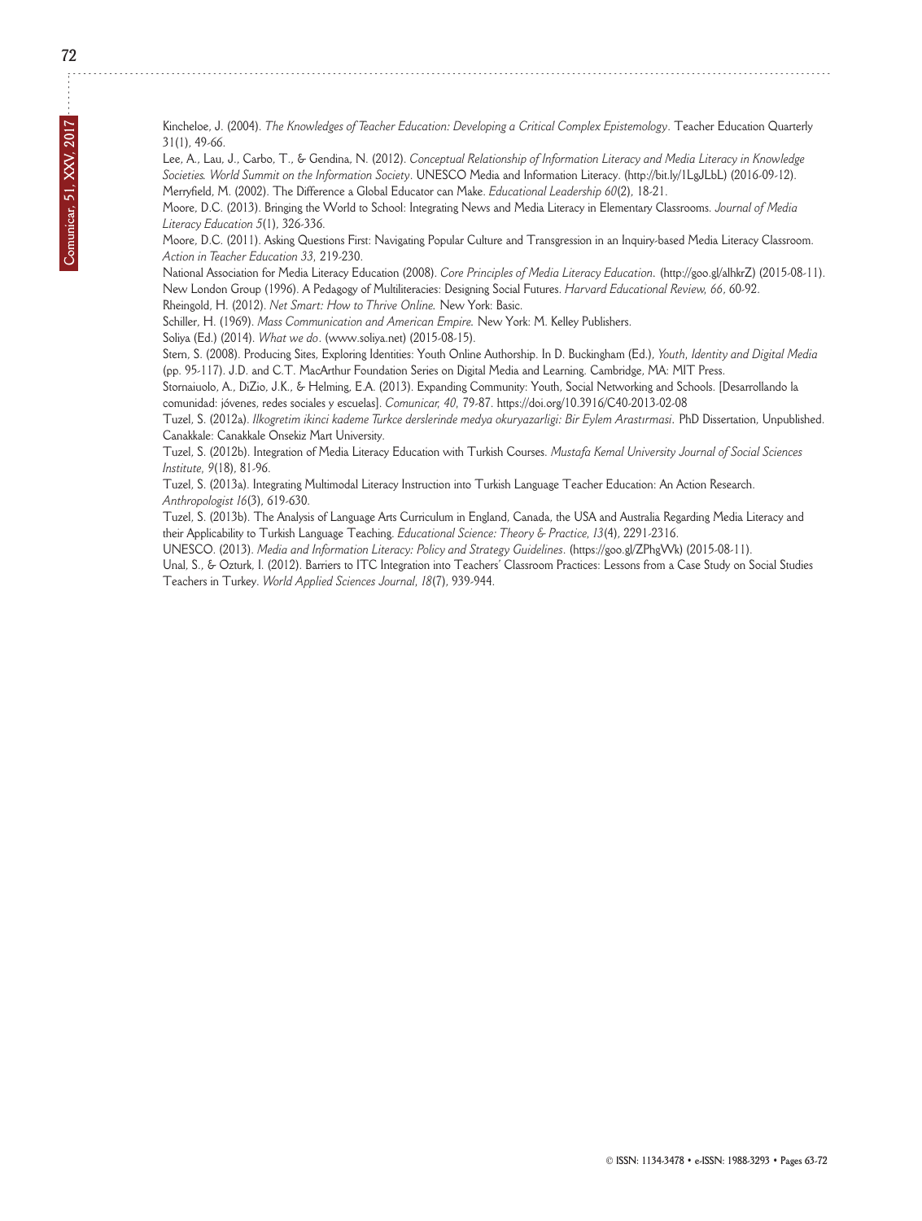Kincheloe, J. (2004). *The Knowledges of Teacher Education: Developing a Critical Complex Epistemology*. Teacher Education Quarterly 31(1), 49-66.

Lee, A., Lau, J., Carbo, T., & Gendina, N. (2012). *Conceptual Relationship of Information Literacy and Media Literacy in Knowledge Societies. World Summit on the Information Society*. UNESCO Media and Information Literacy. (http://bit.ly/1LgJLbL) (2016-09-12).

Merryfield, M. (2002). The Difference a Global Educator can Make. *Educational Leadership 60*(2), 18-21.

Moore, D.C. (2013). Bringing the World to School: Integrating News and Media Literacy in Elementary Classrooms. *Journal of Media Literacy Education 5*(1), 326-336.

Moore, D.C. (2011). Asking Questions First: Navigating Popular Culture and Transgression in an Inquiry-based Media Literacy Classroom. *Action in Teacher Education 33*, 219-230.

National Association for Media Literacy Education (2008). *Core Principles of Media Literacy Education*. (http://goo.gl/alhkrZ) (2015-08-11).

New London Group (1996). A Pedagogy of Multiliteracies: Designing Social Futures. *Harvard Educational Review, 66*, 60-92.

Rheingold, H. (2012). *Net Smart: How to Thrive Online.* New York: Basic.

Schiller, H. (1969). *Mass Communication and American Empire.* New York: M. Kelley Publishers.

Soliya (Ed.) (2014). *What we do*. (www.soliya.net) (2015-08-15).

Stern, S. (2008). Producing Sites, Exploring Identities: Youth Online Authorship. In D. Buckingham (Ed.), *Youth, Identity and Digital Media* (pp. 95-117). J.D. and C.T. MacArthur Foundation Series on Digital Media and Learning. Cambridge, MA: MIT Press.

Stornaiuolo, A., DiZio, J.K., & Helming, E.A. (2013). Expanding Community: Youth, Social Networking and Schools. [Desarrollando la comunidad: jóvenes, redes sociales y escuelas]. *Comunicar, 40*, 79-87. https://doi.org/10.3916/C40-2013-02-08

Tuzel, S. (2012a). *Ilkogretim ikinci kademe Turkce derslerinde medya okuryazarligi: Bir Eylem Arastırması*. PhD Dissertation, Unpublished. Canakkale: Canakkale Onsekiz Mart University.

Tuzel, S. (2012b). Integration of Media Literacy Education with Turkish Courses. *Mustafa Kemal University Journal of Social Sciences Institute, 9*(18), 81-96.

Tuzel, S. (2013a). Integrating Multimodal Literacy Instruction into Turkish Language Teacher Education: An Action Research. *Anthropologist 16*(3), 619-630.

Tuzel, S. (2013b). The Analysis of Language Arts Curriculum in England, Canada, the USA and Australia Regarding Media Literacy and their Applicability to Turkish Language Teaching. *Educational Science: Theory & Practice, 13*(4), 2291-2316.

UNESCO. (2013). *Media and Information Literacy: Policy and Strategy Guidelines*. (https://goo.gl/ZPhgWk) (2015-08-11).

Unal, S., & Ozturk, I. (2012). Barriers to ITC Integration into Teachers' Classroom Practices: Lessons from a Case Study on Social Studies Teachers in Turkey. *World Applied Sciences Journal, 18*(7), 939-944.